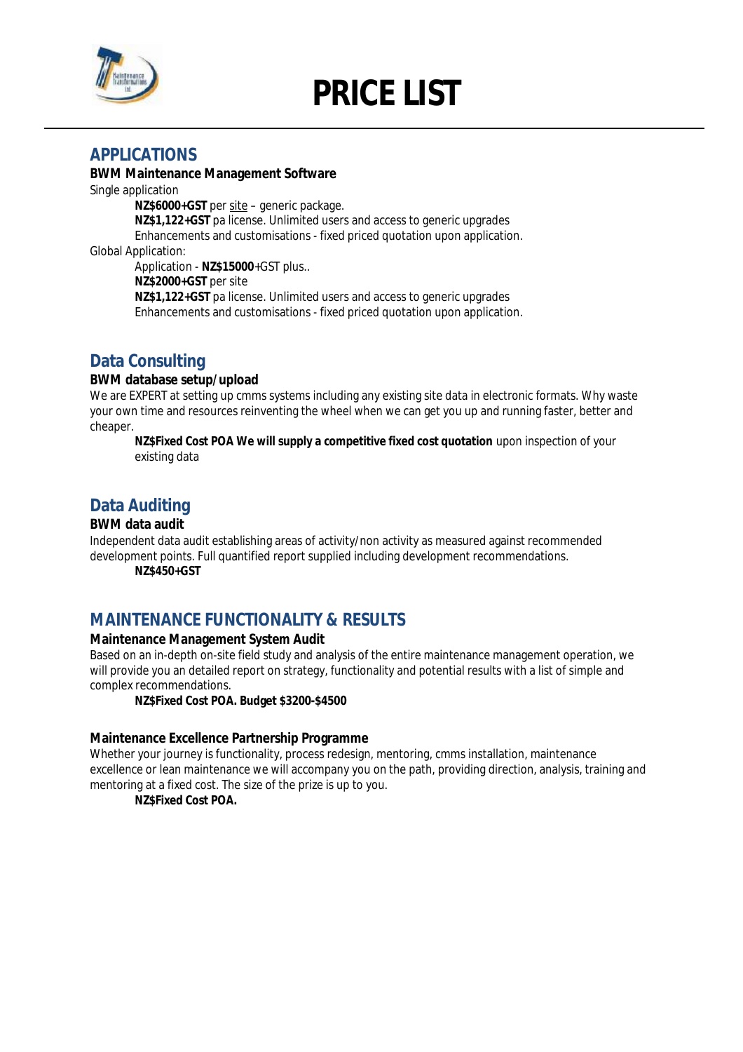# PRICE LIST

## APPLICATIONS

**BWM Maintenance Management Software**

Single application

**NZ$6000+GST** per site – generic package.
**NZ$1,122+GST** pa license. Unlimited users and access to generic upgrades
Enhancements and customisations - fixed priced quotation upon application.

Global Application:

Application - **NZ$15000**+GST plus..
**NZ$2000+GST** per site
**NZ$1,122+GST** pa license. Unlimited users and access to generic upgrades
Enhancements and customisations - fixed priced quotation upon application.

## Data Consulting

**BWM database setup/upload**

We are EXPERT at setting up cmms systems including any existing site data in electronic formats. Why waste your own time and resources reinventing the wheel when we can get you up and running faster, better and cheaper.

**NZ$Fixed Cost POA We will supply a competitive fixed cost quotation** upon inspection of your existing data

## Data Auditing

**BWM data audit**

Independent data audit establishing areas of activity/non activity as measured against recommended development points. Full quantified report supplied including development recommendations.

**NZ$450+GST**

## MAINTENANCE FUNCTIONALITY & RESULTS

**Maintenance Management System Audit**

Based on an in-depth on-site field study and analysis of the entire maintenance management operation, we will provide you an detailed report on strategy, functionality and potential results with a list of simple and complex recommendations.

**NZ$Fixed Cost POA. Budget $3200-$4500**

**Maintenance Excellence Partnership Programme**

Whether your journey is functionality, process redesign, mentoring, cmms installation, maintenance excellence or lean maintenance we will accompany you on the path, providing direction, analysis, training and mentoring at a fixed cost. The size of the prize is up to you.

**NZ$Fixed Cost POA.**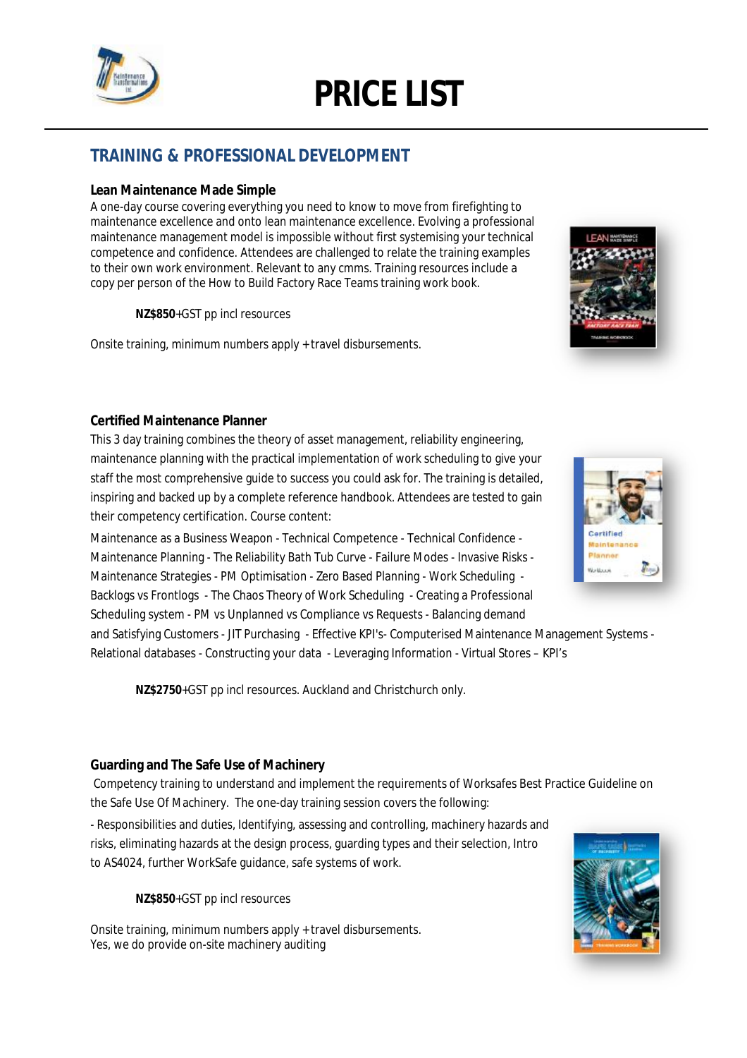# PRICE LIST

## TRAINING & PROFESSIONAL DEVELOPMENT

### Lean Maintenance Made Simple

A one-day course covering everything you need to know to move from firefighting to maintenance excellence and onto lean maintenance excellence. Evolving a professional maintenance management model is impossible without first systemising your technical competence and confidence. Attendees are challenged to relate the training examples to their own work environment. Relevant to any cmms. Training resources include a copy per person of the How to Build Factory Race Teams training work book.

**NZ$850**+GST pp incl resources

Onsite training, minimum numbers apply + travel disbursements.

### Certified Maintenance Planner

This 3 day training combines the theory of asset management, reliability engineering, maintenance planning with the practical implementation of work scheduling to give your staff the most comprehensive guide to success you could ask for. The training is detailed, inspiring and backed up by a complete reference handbook. Attendees are tested to gain their competency certification. Course content:

Maintenance as a Business Weapon - Technical Competence - Technical Confidence - Maintenance Planning - The Reliability Bath Tub Curve - Failure Modes - Invasive Risks - Maintenance Strategies - PM Optimisation - Zero Based Planning - Work Scheduling - Backlogs vs Frontlogs - The Chaos Theory of Work Scheduling - Creating a Professional Scheduling system - PM vs Unplanned vs Compliance vs Requests - Balancing demand and Satisfying Customers - JIT Purchasing - Effective KPI's- Computerised Maintenance Management Systems - Relational databases - Constructing your data - Leveraging Information - Virtual Stores – KPI's

**NZ$2750**+GST pp incl resources. Auckland and Christchurch only.

### Guarding and The Safe Use of Machinery

Competency training to understand and implement the requirements of Worksafes Best Practice Guideline on the Safe Use Of Machinery. The one-day training session covers the following:

- Responsibilities and duties, Identifying, assessing and controlling, machinery hazards and risks, eliminating hazards at the design process, guarding types and their selection, Intro to AS4024, further WorkSafe guidance, safe systems of work.

**NZ$850**+GST pp incl resources

Onsite training, minimum numbers apply + travel disbursements.
Yes, we do provide on-site machinery auditing